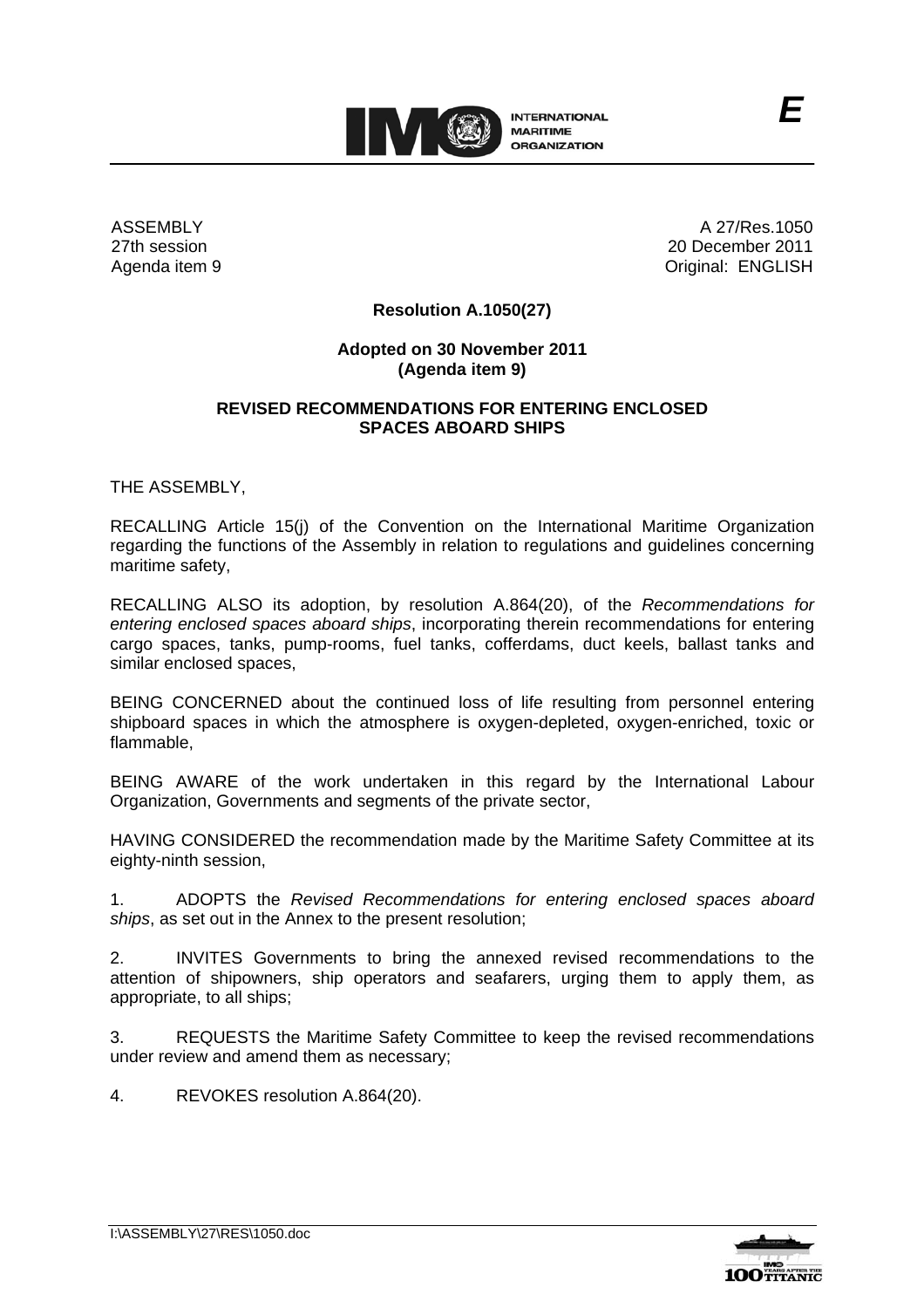ASSEMBLY
27th session
Agenda item 9

A 27/Res.1050
20 December 2011
Original: ENGLISH

**Resolution A.1050(27)**

**Adopted on 30 November 2011**
**(Agenda item 9)**

**REVISED RECOMMENDATIONS FOR ENTERING ENCLOSED SPACES ABOARD SHIPS**

THE ASSEMBLY,

RECALLING Article 15(j) of the Convention on the International Maritime Organization regarding the functions of the Assembly in relation to regulations and guidelines concerning maritime safety,

RECALLING ALSO its adoption, by resolution A.864(20), of the *Recommendations for entering enclosed spaces aboard ships*, incorporating therein recommendations for entering cargo spaces, tanks, pump-rooms, fuel tanks, cofferdams, duct keels, ballast tanks and similar enclosed spaces,

BEING CONCERNED about the continued loss of life resulting from personnel entering shipboard spaces in which the atmosphere is oxygen-depleted, oxygen-enriched, toxic or flammable,

BEING AWARE of the work undertaken in this regard by the International Labour Organization, Governments and segments of the private sector,

HAVING CONSIDERED the recommendation made by the Maritime Safety Committee at its eighty-ninth session,

1. ADOPTS the *Revised Recommendations for entering enclosed spaces aboard ships*, as set out in the Annex to the present resolution;

2. INVITES Governments to bring the annexed revised recommendations to the attention of shipowners, ship operators and seafarers, urging them to apply them, as appropriate, to all ships;

3. REQUESTS the Maritime Safety Committee to keep the revised recommendations under review and amend them as necessary;

4. REVOKES resolution A.864(20).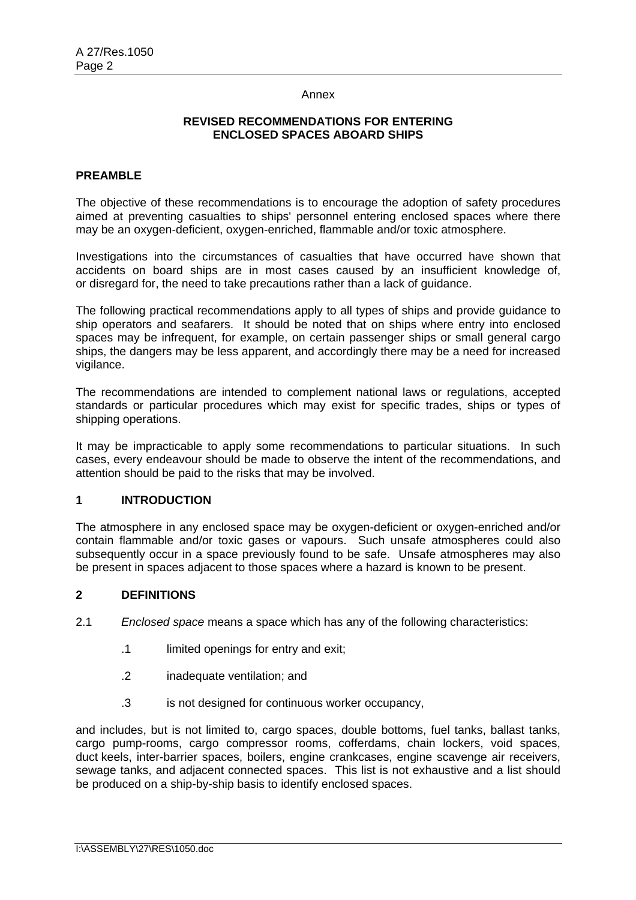Annex

## REVISED RECOMMENDATIONS FOR ENTERING ENCLOSED SPACES ABOARD SHIPS

### PREAMBLE

The objective of these recommendations is to encourage the adoption of safety procedures aimed at preventing casualties to ships' personnel entering enclosed spaces where there may be an oxygen-deficient, oxygen-enriched, flammable and/or toxic atmosphere.

Investigations into the circumstances of casualties that have occurred have shown that accidents on board ships are in most cases caused by an insufficient knowledge of, or disregard for, the need to take precautions rather than a lack of guidance.

The following practical recommendations apply to all types of ships and provide guidance to ship operators and seafarers. It should be noted that on ships where entry into enclosed spaces may be infrequent, for example, on certain passenger ships or small general cargo ships, the dangers may be less apparent, and accordingly there may be a need for increased vigilance.

The recommendations are intended to complement national laws or regulations, accepted standards or particular procedures which may exist for specific trades, ships or types of shipping operations.

It may be impracticable to apply some recommendations to particular situations. In such cases, every endeavour should be made to observe the intent of the recommendations, and attention should be paid to the risks that may be involved.

### 1 INTRODUCTION

The atmosphere in any enclosed space may be oxygen-deficient or oxygen-enriched and/or contain flammable and/or toxic gases or vapours. Such unsafe atmospheres could also subsequently occur in a space previously found to be safe. Unsafe atmospheres may also be present in spaces adjacent to those spaces where a hazard is known to be present.

### 2 DEFINITIONS

2.1 *Enclosed space* means a space which has any of the following characteristics:

- .1 limited openings for entry and exit;
- .2 inadequate ventilation; and
- .3 is not designed for continuous worker occupancy,

and includes, but is not limited to, cargo spaces, double bottoms, fuel tanks, ballast tanks, cargo pump-rooms, cargo compressor rooms, cofferdams, chain lockers, void spaces, duct keels, inter-barrier spaces, boilers, engine crankcases, engine scavenge air receivers, sewage tanks, and adjacent connected spaces. This list is not exhaustive and a list should be produced on a ship-by-ship basis to identify enclosed spaces.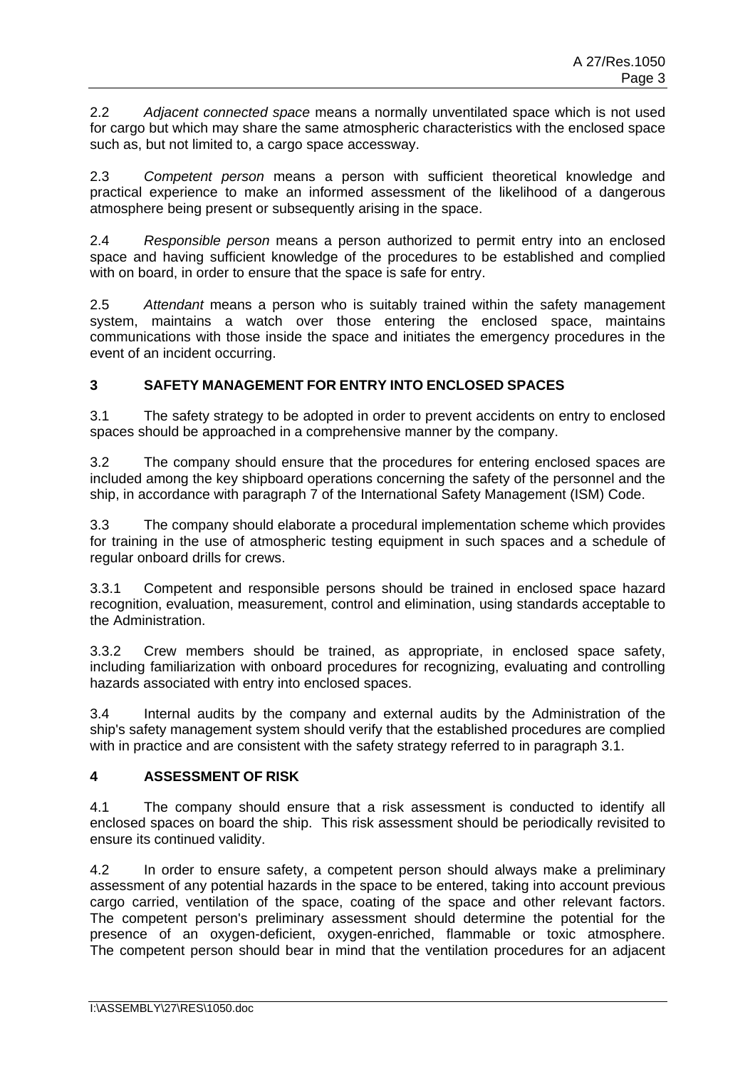2.2 *Adjacent connected space* means a normally unventilated space which is not used for cargo but which may share the same atmospheric characteristics with the enclosed space such as, but not limited to, a cargo space accessway.

2.3 *Competent person* means a person with sufficient theoretical knowledge and practical experience to make an informed assessment of the likelihood of a dangerous atmosphere being present or subsequently arising in the space.

2.4 *Responsible person* means a person authorized to permit entry into an enclosed space and having sufficient knowledge of the procedures to be established and complied with on board, in order to ensure that the space is safe for entry.

2.5 *Attendant* means a person who is suitably trained within the safety management system, maintains a watch over those entering the enclosed space, maintains communications with those inside the space and initiates the emergency procedures in the event of an incident occurring.

## 3 SAFETY MANAGEMENT FOR ENTRY INTO ENCLOSED SPACES

3.1 The safety strategy to be adopted in order to prevent accidents on entry to enclosed spaces should be approached in a comprehensive manner by the company.

3.2 The company should ensure that the procedures for entering enclosed spaces are included among the key shipboard operations concerning the safety of the personnel and the ship, in accordance with paragraph 7 of the International Safety Management (ISM) Code.

3.3 The company should elaborate a procedural implementation scheme which provides for training in the use of atmospheric testing equipment in such spaces and a schedule of regular onboard drills for crews.

3.3.1 Competent and responsible persons should be trained in enclosed space hazard recognition, evaluation, measurement, control and elimination, using standards acceptable to the Administration.

3.3.2 Crew members should be trained, as appropriate, in enclosed space safety, including familiarization with onboard procedures for recognizing, evaluating and controlling hazards associated with entry into enclosed spaces.

3.4 Internal audits by the company and external audits by the Administration of the ship's safety management system should verify that the established procedures are complied with in practice and are consistent with the safety strategy referred to in paragraph 3.1.

## 4 ASSESSMENT OF RISK

4.1 The company should ensure that a risk assessment is conducted to identify all enclosed spaces on board the ship. This risk assessment should be periodically revisited to ensure its continued validity.

4.2 In order to ensure safety, a competent person should always make a preliminary assessment of any potential hazards in the space to be entered, taking into account previous cargo carried, ventilation of the space, coating of the space and other relevant factors. The competent person's preliminary assessment should determine the potential for the presence of an oxygen-deficient, oxygen-enriched, flammable or toxic atmosphere. The competent person should bear in mind that the ventilation procedures for an adjacent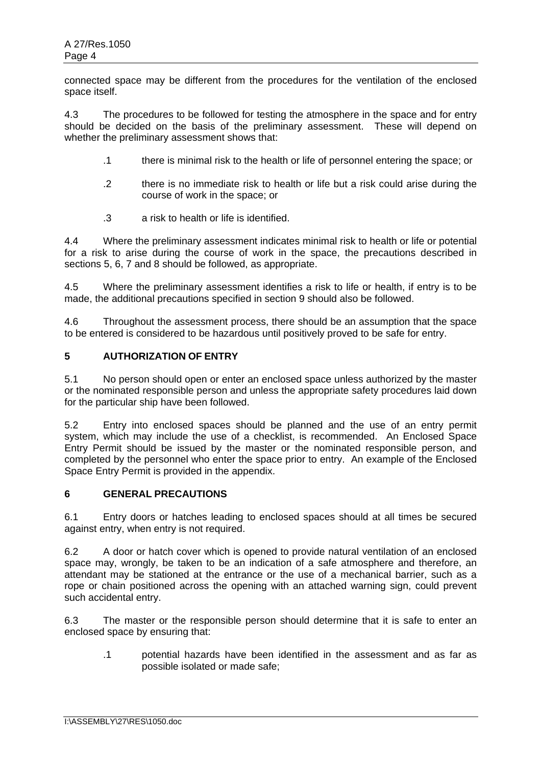connected space may be different from the procedures for the ventilation of the enclosed space itself.

4.3 The procedures to be followed for testing the atmosphere in the space and for entry should be decided on the basis of the preliminary assessment. These will depend on whether the preliminary assessment shows that:

.1 there is minimal risk to the health or life of personnel entering the space; or

.2 there is no immediate risk to health or life but a risk could arise during the course of work in the space; or

.3 a risk to health or life is identified.

4.4 Where the preliminary assessment indicates minimal risk to health or life or potential for a risk to arise during the course of work in the space, the precautions described in sections 5, 6, 7 and 8 should be followed, as appropriate.

4.5 Where the preliminary assessment identifies a risk to life or health, if entry is to be made, the additional precautions specified in section 9 should also be followed.

4.6 Throughout the assessment process, there should be an assumption that the space to be entered is considered to be hazardous until positively proved to be safe for entry.

## 5 AUTHORIZATION OF ENTRY

5.1 No person should open or enter an enclosed space unless authorized by the master or the nominated responsible person and unless the appropriate safety procedures laid down for the particular ship have been followed.

5.2 Entry into enclosed spaces should be planned and the use of an entry permit system, which may include the use of a checklist, is recommended. An Enclosed Space Entry Permit should be issued by the master or the nominated responsible person, and completed by the personnel who enter the space prior to entry. An example of the Enclosed Space Entry Permit is provided in the appendix.

## 6 GENERAL PRECAUTIONS

6.1 Entry doors or hatches leading to enclosed spaces should at all times be secured against entry, when entry is not required.

6.2 A door or hatch cover which is opened to provide natural ventilation of an enclosed space may, wrongly, be taken to be an indication of a safe atmosphere and therefore, an attendant may be stationed at the entrance or the use of a mechanical barrier, such as a rope or chain positioned across the opening with an attached warning sign, could prevent such accidental entry.

6.3 The master or the responsible person should determine that it is safe to enter an enclosed space by ensuring that:

.1 potential hazards have been identified in the assessment and as far as possible isolated or made safe;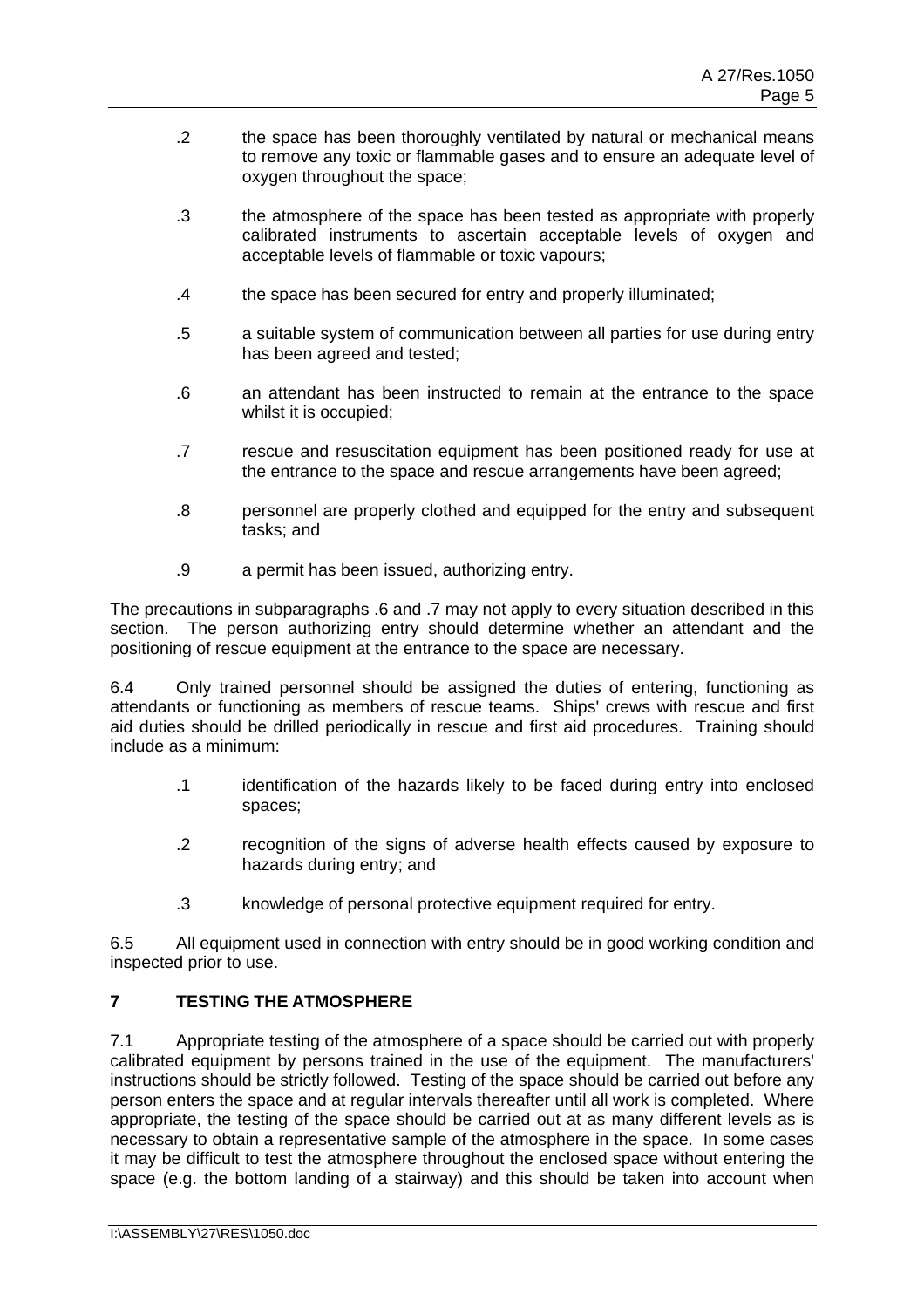.2 the space has been thoroughly ventilated by natural or mechanical means to remove any toxic or flammable gases and to ensure an adequate level of oxygen throughout the space;

.3 the atmosphere of the space has been tested as appropriate with properly calibrated instruments to ascertain acceptable levels of oxygen and acceptable levels of flammable or toxic vapours;

.4 the space has been secured for entry and properly illuminated;

.5 a suitable system of communication between all parties for use during entry has been agreed and tested;

.6 an attendant has been instructed to remain at the entrance to the space whilst it is occupied;

.7 rescue and resuscitation equipment has been positioned ready for use at the entrance to the space and rescue arrangements have been agreed;

.8 personnel are properly clothed and equipped for the entry and subsequent tasks; and

.9 a permit has been issued, authorizing entry.

The precautions in subparagraphs .6 and .7 may not apply to every situation described in this section. The person authorizing entry should determine whether an attendant and the positioning of rescue equipment at the entrance to the space are necessary.

6.4 Only trained personnel should be assigned the duties of entering, functioning as attendants or functioning as members of rescue teams. Ships' crews with rescue and first aid duties should be drilled periodically in rescue and first aid procedures. Training should include as a minimum:

.1 identification of the hazards likely to be faced during entry into enclosed spaces;

.2 recognition of the signs of adverse health effects caused by exposure to hazards during entry; and

.3 knowledge of personal protective equipment required for entry.

6.5 All equipment used in connection with entry should be in good working condition and inspected prior to use.

## 7 TESTING THE ATMOSPHERE

7.1 Appropriate testing of the atmosphere of a space should be carried out with properly calibrated equipment by persons trained in the use of the equipment. The manufacturers' instructions should be strictly followed. Testing of the space should be carried out before any person enters the space and at regular intervals thereafter until all work is completed. Where appropriate, the testing of the space should be carried out at as many different levels as is necessary to obtain a representative sample of the atmosphere in the space. In some cases it may be difficult to test the atmosphere throughout the enclosed space without entering the space (e.g. the bottom landing of a stairway) and this should be taken into account when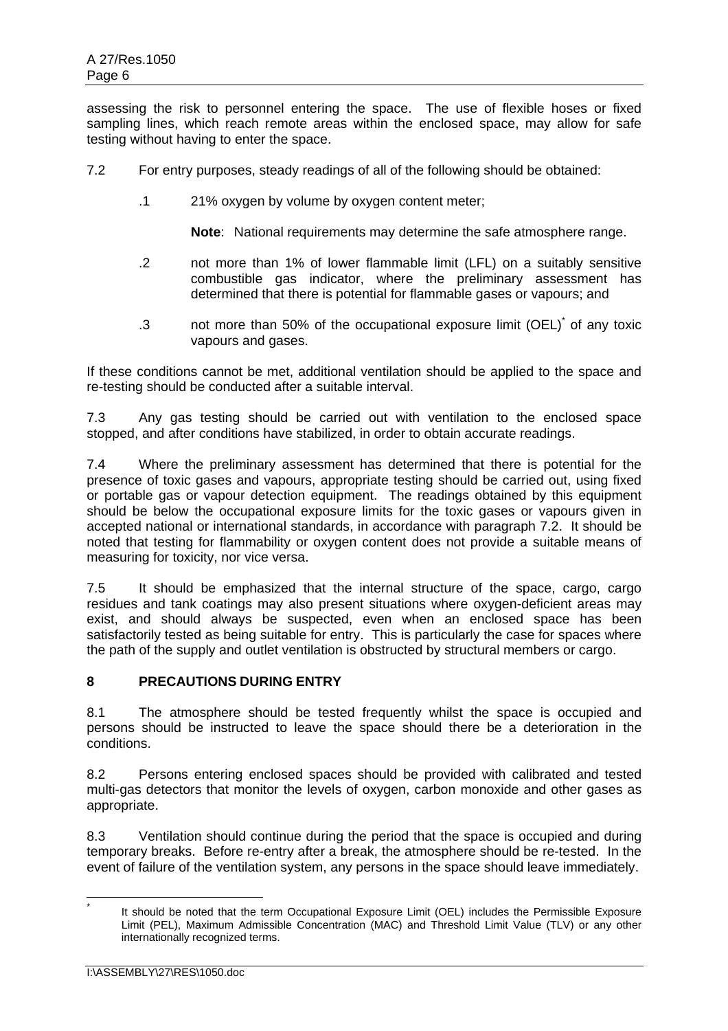assessing the risk to personnel entering the space. The use of flexible hoses or fixed sampling lines, which reach remote areas within the enclosed space, may allow for safe testing without having to enter the space.

7.2 For entry purposes, steady readings of all of the following should be obtained:

.1 21% oxygen by volume by oxygen content meter;

**Note**: National requirements may determine the safe atmosphere range.

.2 not more than 1% of lower flammable limit (LFL) on a suitably sensitive combustible gas indicator, where the preliminary assessment has determined that there is potential for flammable gases or vapours; and

.3 not more than 50% of the occupational exposure limit (OEL)* of any toxic vapours and gases.

If these conditions cannot be met, additional ventilation should be applied to the space and re-testing should be conducted after a suitable interval.

7.3 Any gas testing should be carried out with ventilation to the enclosed space stopped, and after conditions have stabilized, in order to obtain accurate readings.

7.4 Where the preliminary assessment has determined that there is potential for the presence of toxic gases and vapours, appropriate testing should be carried out, using fixed or portable gas or vapour detection equipment. The readings obtained by this equipment should be below the occupational exposure limits for the toxic gases or vapours given in accepted national or international standards, in accordance with paragraph 7.2. It should be noted that testing for flammability or oxygen content does not provide a suitable means of measuring for toxicity, nor vice versa.

7.5 It should be emphasized that the internal structure of the space, cargo, cargo residues and tank coatings may also present situations where oxygen-deficient areas may exist, and should always be suspected, even when an enclosed space has been satisfactorily tested as being suitable for entry. This is particularly the case for spaces where the path of the supply and outlet ventilation is obstructed by structural members or cargo.

## 8 PRECAUTIONS DURING ENTRY

8.1 The atmosphere should be tested frequently whilst the space is occupied and persons should be instructed to leave the space should there be a deterioration in the conditions.

8.2 Persons entering enclosed spaces should be provided with calibrated and tested multi-gas detectors that monitor the levels of oxygen, carbon monoxide and other gases as appropriate.

8.3 Ventilation should continue during the period that the space is occupied and during temporary breaks. Before re-entry after a break, the atmosphere should be re-tested. In the event of failure of the ventilation system, any persons in the space should leave immediately.

---

* It should be noted that the term Occupational Exposure Limit (OEL) includes the Permissible Exposure Limit (PEL), Maximum Admissible Concentration (MAC) and Threshold Limit Value (TLV) or any other internationally recognized terms.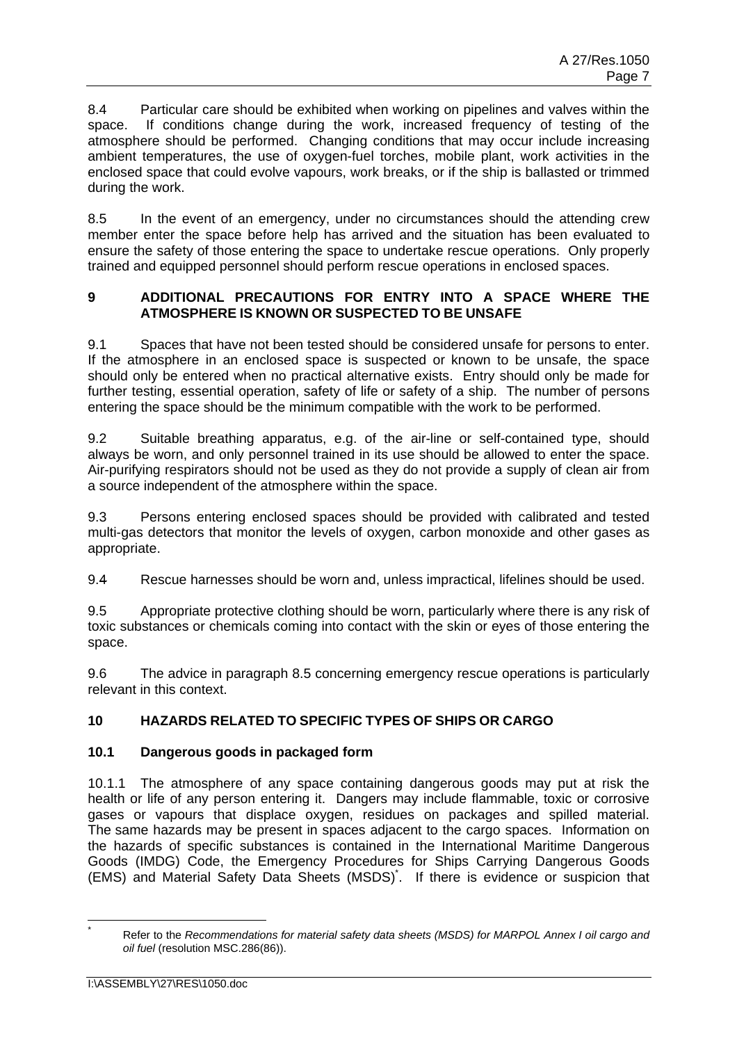8.4 Particular care should be exhibited when working on pipelines and valves within the space. If conditions change during the work, increased frequency of testing of the atmosphere should be performed. Changing conditions that may occur include increasing ambient temperatures, the use of oxygen-fuel torches, mobile plant, work activities in the enclosed space that could evolve vapours, work breaks, or if the ship is ballasted or trimmed during the work.

8.5 In the event of an emergency, under no circumstances should the attending crew member enter the space before help has arrived and the situation has been evaluated to ensure the safety of those entering the space to undertake rescue operations. Only properly trained and equipped personnel should perform rescue operations in enclosed spaces.

## 9 ADDITIONAL PRECAUTIONS FOR ENTRY INTO A SPACE WHERE THE ATMOSPHERE IS KNOWN OR SUSPECTED TO BE UNSAFE

9.1 Spaces that have not been tested should be considered unsafe for persons to enter. If the atmosphere in an enclosed space is suspected or known to be unsafe, the space should only be entered when no practical alternative exists. Entry should only be made for further testing, essential operation, safety of life or safety of a ship. The number of persons entering the space should be the minimum compatible with the work to be performed.

9.2 Suitable breathing apparatus, e.g. of the air-line or self-contained type, should always be worn, and only personnel trained in its use should be allowed to enter the space. Air-purifying respirators should not be used as they do not provide a supply of clean air from a source independent of the atmosphere within the space.

9.3 Persons entering enclosed spaces should be provided with calibrated and tested multi-gas detectors that monitor the levels of oxygen, carbon monoxide and other gases as appropriate.

9.4 Rescue harnesses should be worn and, unless impractical, lifelines should be used.

9.5 Appropriate protective clothing should be worn, particularly where there is any risk of toxic substances or chemicals coming into contact with the skin or eyes of those entering the space.

9.6 The advice in paragraph 8.5 concerning emergency rescue operations is particularly relevant in this context.

## 10 HAZARDS RELATED TO SPECIFIC TYPES OF SHIPS OR CARGO

### 10.1 Dangerous goods in packaged form

10.1.1 The atmosphere of any space containing dangerous goods may put at risk the health or life of any person entering it. Dangers may include flammable, toxic or corrosive gases or vapours that displace oxygen, residues on packages and spilled material. The same hazards may be present in spaces adjacent to the cargo spaces. Information on the hazards of specific substances is contained in the International Maritime Dangerous Goods (IMDG) Code, the Emergency Procedures for Ships Carrying Dangerous Goods (EMS) and Material Safety Data Sheets (MSDS)[*]. If there is evidence or suspicion that

---

[*] Refer to the *Recommendations for material safety data sheets (MSDS) for MARPOL Annex I oil cargo and oil fuel* (resolution MSC.286(86)).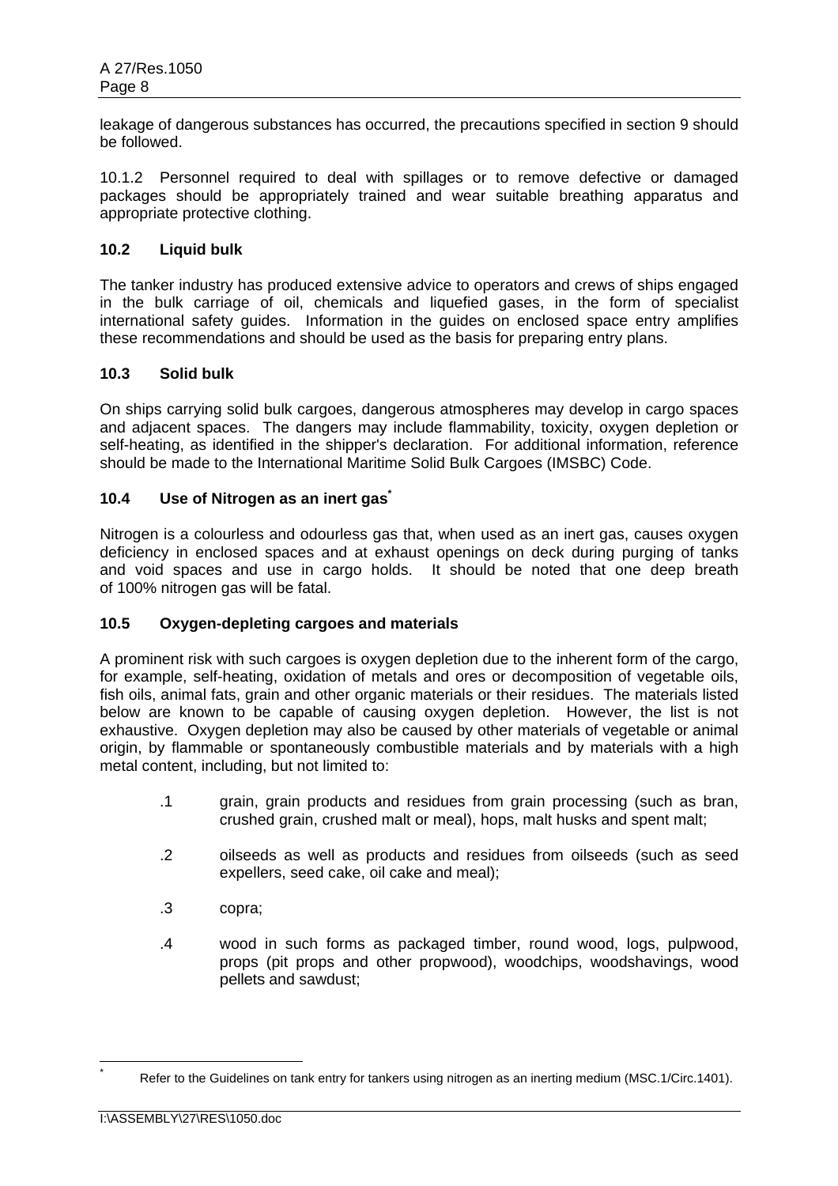leakage of dangerous substances has occurred, the precautions specified in section 9 should be followed.

10.1.2 Personnel required to deal with spillages or to remove defective or damaged packages should be appropriately trained and wear suitable breathing apparatus and appropriate protective clothing.

### 10.2 Liquid bulk

The tanker industry has produced extensive advice to operators and crews of ships engaged in the bulk carriage of oil, chemicals and liquefied gases, in the form of specialist international safety guides. Information in the guides on enclosed space entry amplifies these recommendations and should be used as the basis for preparing entry plans.

### 10.3 Solid bulk

On ships carrying solid bulk cargoes, dangerous atmospheres may develop in cargo spaces and adjacent spaces. The dangers may include flammability, toxicity, oxygen depletion or self-heating, as identified in the shipper's declaration. For additional information, reference should be made to the International Maritime Solid Bulk Cargoes (IMSBC) Code.

### 10.4 Use of Nitrogen as an inert gas*

Nitrogen is a colourless and odourless gas that, when used as an inert gas, causes oxygen deficiency in enclosed spaces and at exhaust openings on deck during purging of tanks and void spaces and use in cargo holds. It should be noted that one deep breath of 100% nitrogen gas will be fatal.

### 10.5 Oxygen-depleting cargoes and materials

A prominent risk with such cargoes is oxygen depletion due to the inherent form of the cargo, for example, self-heating, oxidation of metals and ores or decomposition of vegetable oils, fish oils, animal fats, grain and other organic materials or their residues. The materials listed below are known to be capable of causing oxygen depletion. However, the list is not exhaustive. Oxygen depletion may also be caused by other materials of vegetable or animal origin, by flammable or spontaneously combustible materials and by materials with a high metal content, including, but not limited to:

.1 grain, grain products and residues from grain processing (such as bran, crushed grain, crushed malt or meal), hops, malt husks and spent malt;

.2 oilseeds as well as products and residues from oilseeds (such as seed expellers, seed cake, oil cake and meal);

.3 copra;

.4 wood in such forms as packaged timber, round wood, logs, pulpwood, props (pit props and other propwood), woodchips, woodshavings, wood pellets and sawdust;

---

* Refer to the Guidelines on tank entry for tankers using nitrogen as an inerting medium (MSC.1/Circ.1401).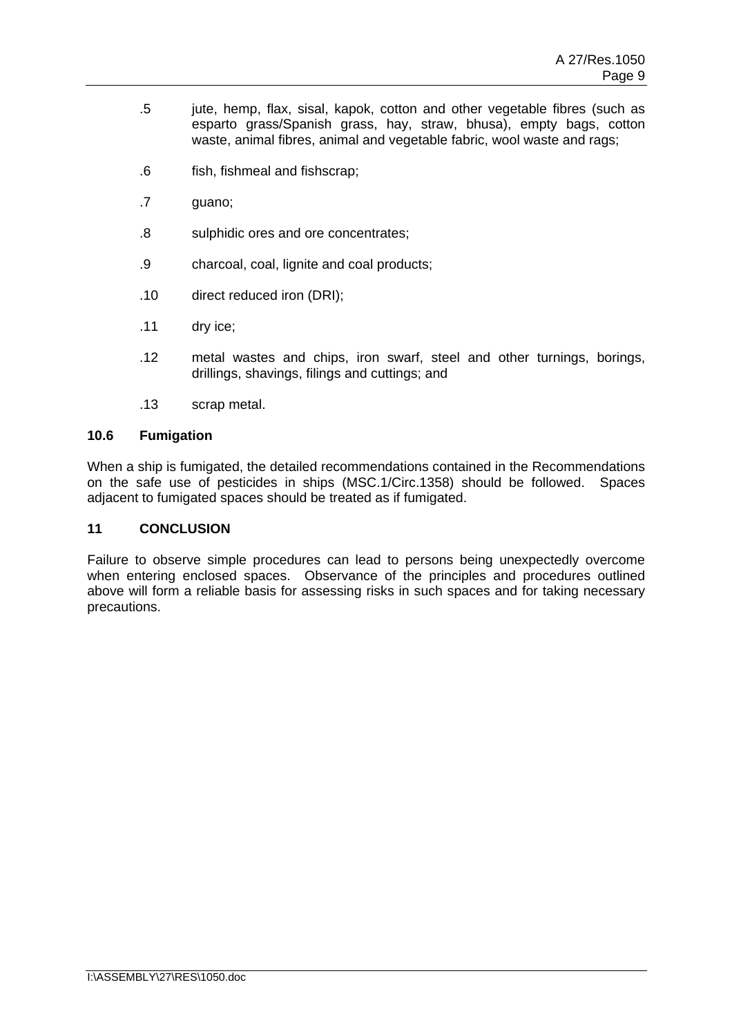.5 jute, hemp, flax, sisal, kapok, cotton and other vegetable fibres (such as esparto grass/Spanish grass, hay, straw, bhusa), empty bags, cotton waste, animal fibres, animal and vegetable fabric, wool waste and rags;

.6 fish, fishmeal and fishscrap;

.7 guano;

.8 sulphidic ores and ore concentrates;

.9 charcoal, coal, lignite and coal products;

.10 direct reduced iron (DRI);

.11 dry ice;

.12 metal wastes and chips, iron swarf, steel and other turnings, borings, drillings, shavings, filings and cuttings; and

.13 scrap metal.

### 10.6 Fumigation

When a ship is fumigated, the detailed recommendations contained in the Recommendations on the safe use of pesticides in ships (MSC.1/Circ.1358) should be followed. Spaces adjacent to fumigated spaces should be treated as if fumigated.

## 11 CONCLUSION

Failure to observe simple procedures can lead to persons being unexpectedly overcome when entering enclosed spaces. Observance of the principles and procedures outlined above will form a reliable basis for assessing risks in such spaces and for taking necessary precautions.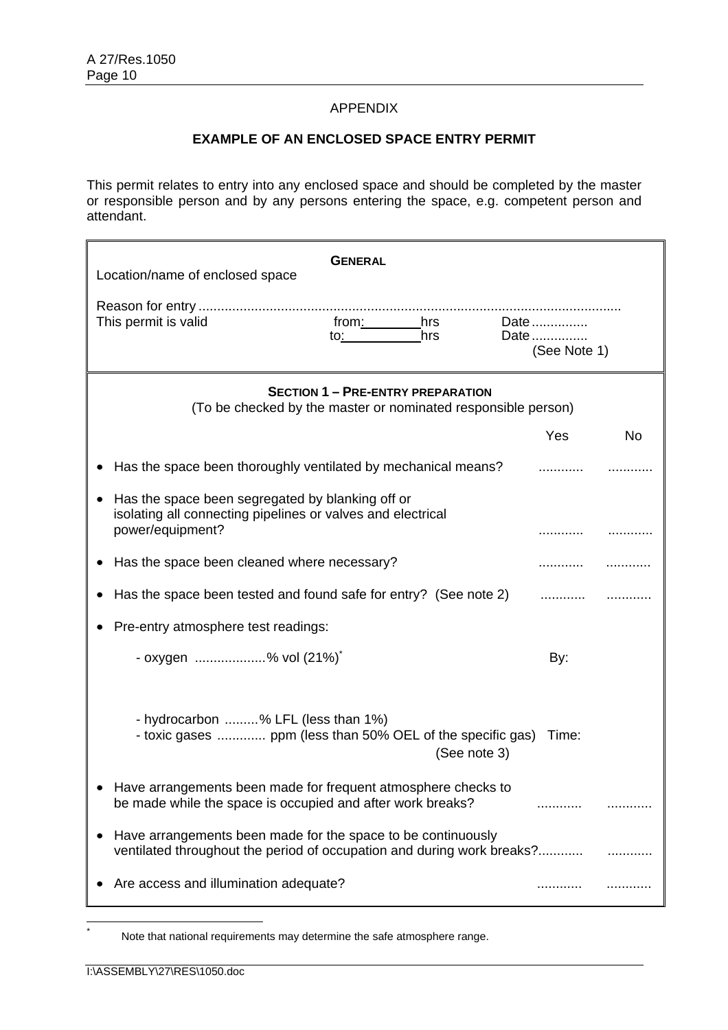## APPENDIX

### EXAMPLE OF AN ENCLOSED SPACE ENTRY PERMIT

This permit relates to entry into any enclosed space and should be completed by the master or responsible person and by any persons entering the space, e.g. competent person and attendant.

**GENERAL**

Location/name of enclosed space

Reason for entry ...............................................................................................................

This permit is valid from:\_\_\_\_\_\_\_\_hrs Date ...............
to:\_\_\_\_\_\_\_\_\_\_hrs Date ...............
(See Note 1)

**SECTION 1 – PRE-ENTRY PREPARATION**
(To be checked by the master or nominated responsible person)

| | Yes | No |
|---|---|---|
| • Has the space been thoroughly ventilated by mechanical means? | ............ | ............ |
| • Has the space been segregated by blanking off or isolating all connecting pipelines or valves and electrical power/equipment? | ............ | ............ |
| • Has the space been cleaned where necessary? | ............ | ............ |
| • Has the space been tested and found safe for entry? (See note 2) | ............ | ............ |
| • Pre-entry atmosphere test readings: | | |
| - oxygen ...................% vol (21%)* | By: | |
| - hydrocarbon .........% LFL (less than 1%) | | |
| - toxic gases ............. ppm (less than 50% OEL of the specific gas) (See note 3) | Time: | |
| • Have arrangements been made for frequent atmosphere checks to be made while the space is occupied and after work breaks? | ............ | ............ |
| • Have arrangements been made for the space to be continuously ventilated throughout the period of occupation and during work breaks? | ............ | ............ |
| • Are access and illumination adequate? | ............ | ............ |

\* Note that national requirements may determine the safe atmosphere range.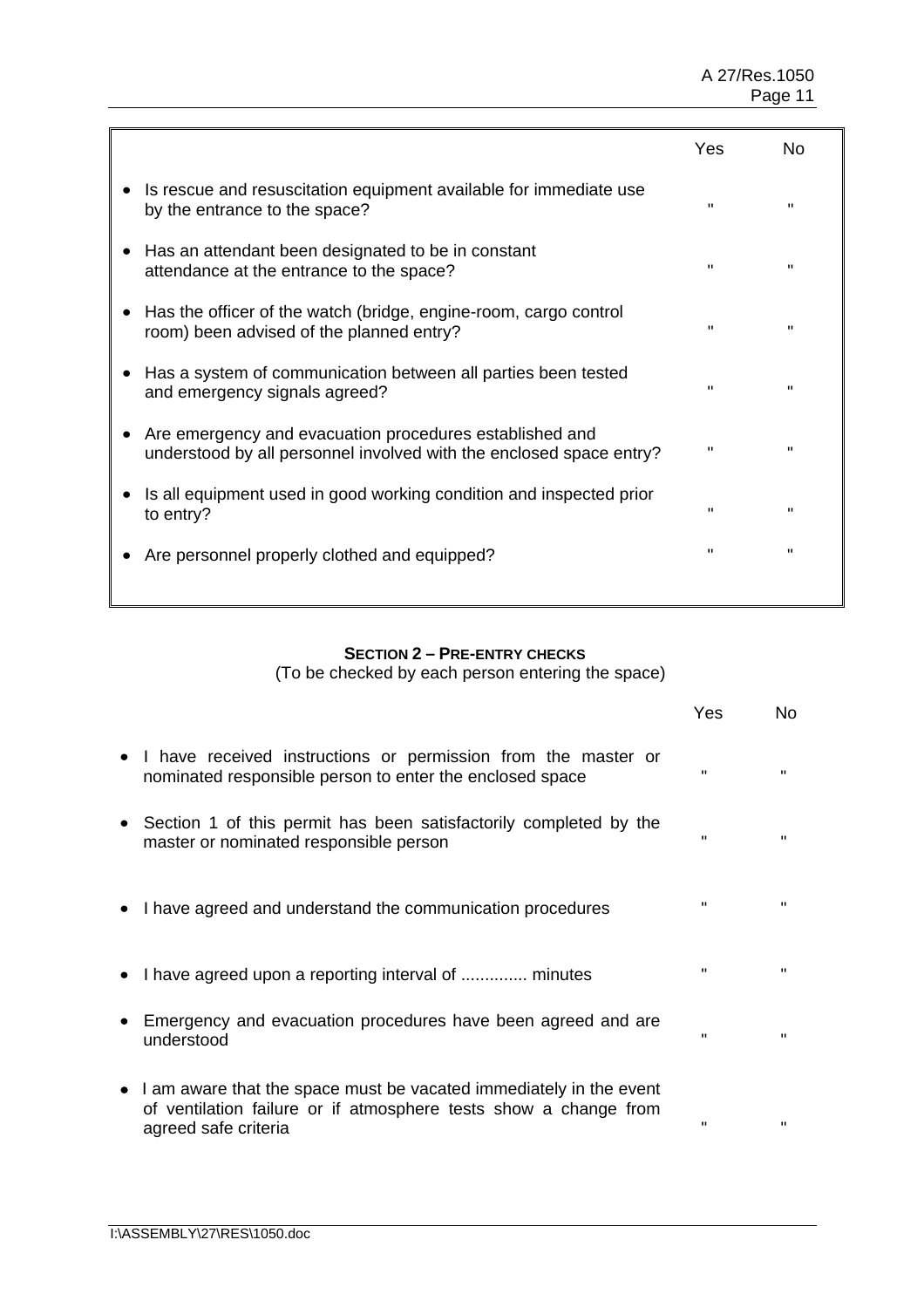| | Yes | No |
|---|---|---|
| • Is rescue and resuscitation equipment available for immediate use by the entrance to the space? | " | " |
| • Has an attendant been designated to be in constant attendance at the entrance to the space? | " | " |
| • Has the officer of the watch (bridge, engine-room, cargo control room) been advised of the planned entry? | " | " |
| • Has a system of communication between all parties been tested and emergency signals agreed? | " | " |
| • Are emergency and evacuation procedures established and understood by all personnel involved with the enclosed space entry? | " | " |
| • Is all equipment used in good working condition and inspected prior to entry? | " | " |
| • Are personnel properly clothed and equipped? | " | " |

**SECTION 2 – PRE-ENTRY CHECKS**

(To be checked by each person entering the space)

| | Yes | No |
|---|---|---|
| • I have received instructions or permission from the master or nominated responsible person to enter the enclosed space | " | " |
| • Section 1 of this permit has been satisfactorily completed by the master or nominated responsible person | " | " |
| • I have agreed and understand the communication procedures | " | " |
| • I have agreed upon a reporting interval of .............. minutes | " | " |
| • Emergency and evacuation procedures have been agreed and are understood | " | " |
| • I am aware that the space must be vacated immediately in the event of ventilation failure or if atmosphere tests show a change from agreed safe criteria | " | " |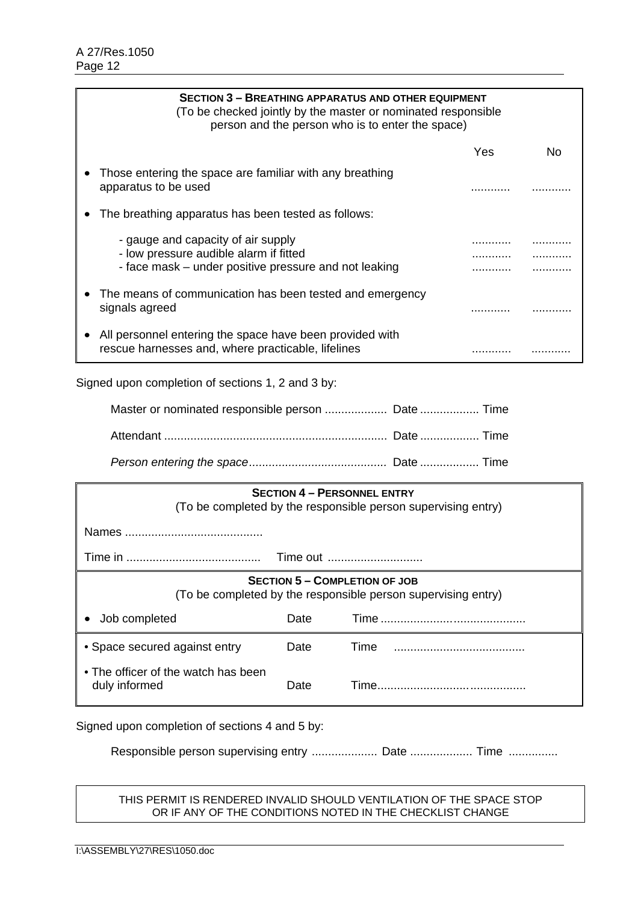**SECTION 3 – BREATHING APPARATUS AND OTHER EQUIPMENT**
(To be checked jointly by the master or nominated responsible person and the person who is to enter the space)

| | Yes | No |
|---|---|---|
| • Those entering the space are familiar with any breathing apparatus to be used | ........... | ........... |
| • The breathing apparatus has been tested as follows: | | |
| - gauge and capacity of air supply | ........... | ........... |
| - low pressure audible alarm if fitted | ........... | ........... |
| - face mask – under positive pressure and not leaking | ........... | ........... |
| • The means of communication has been tested and emergency signals agreed | ........... | ........... |
| • All personnel entering the space have been provided with rescue harnesses and, where practicable, lifelines | ........... | ........... |

Signed upon completion of sections 1, 2 and 3 by:

Master or nominated responsible person .................. Date .................. Time

Attendant .................................................................. Date .................. Time

*Person entering the space*......................................... Date .................. Time

**SECTION 4 – PERSONNEL ENTRY**
(To be completed by the responsible person supervising entry)

Names ..........................................

Time in ......................................... Time out ............................

**SECTION 5 – COMPLETION OF JOB**
(To be completed by the responsible person supervising entry)

| | | |
|---|---|---|
| • Job completed | Date | Time ........................................ |
| • Space secured against entry | Date | Time ........................................ |
| • The officer of the watch has been duly informed | Date | Time........................................ |

Signed upon completion of sections 4 and 5 by:

Responsible person supervising entry .................... Date ................... Time ...............

THIS PERMIT IS RENDERED INVALID SHOULD VENTILATION OF THE SPACE STOP OR IF ANY OF THE CONDITIONS NOTED IN THE CHECKLIST CHANGE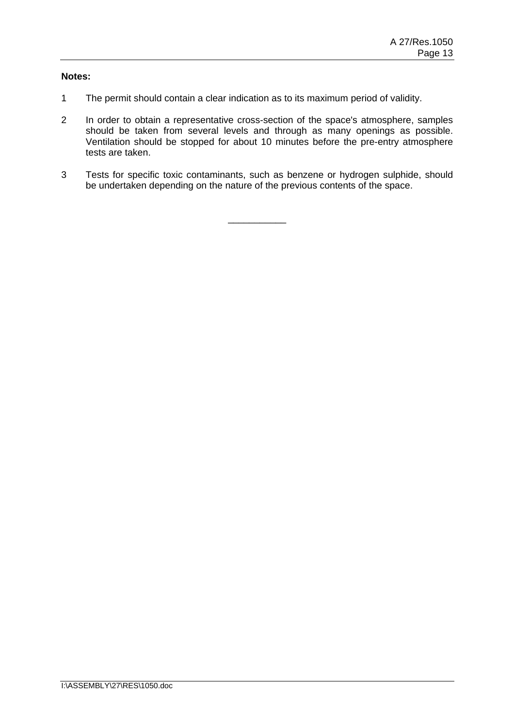**Notes:**

1. The permit should contain a clear indication as to its maximum period of validity.

2. In order to obtain a representative cross-section of the space's atmosphere, samples should be taken from several levels and through as many openings as possible. Ventilation should be stopped for about 10 minutes before the pre-entry atmosphere tests are taken.

3. Tests for specific toxic contaminants, such as benzene or hydrogen sulphide, should be undertaken depending on the nature of the previous contents of the space.

___________